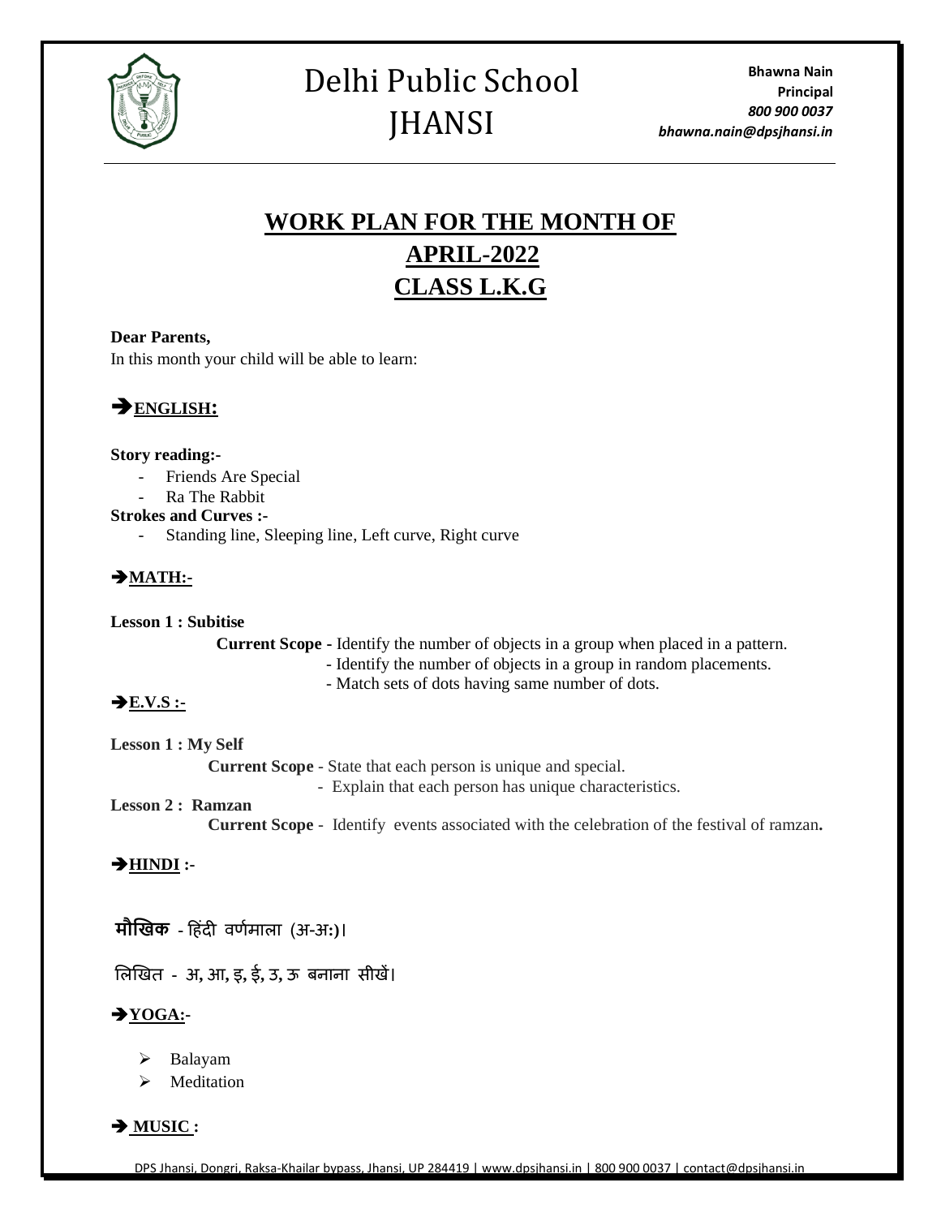# Delhi Public School JHANSI

**Bhawna Nain**
**Principal**
***800 900 0037***
***bhawna.nain@dpsjhansi.in***

## WORK PLAN FOR THE MONTH OF APRIL-2022 CLASS L.K.G

**Dear Parents,**
In this month your child will be able to learn:

### ➔ENGLISH:

**Story reading:-**

- Friends Are Special
- Ra The Rabbit

**Strokes and Curves :-**

- Standing line, Sleeping line, Left curve, Right curve

### ➔MATH:-

**Lesson 1 : Subitise**

**Current Scope** - Identify the number of objects in a group when placed in a pattern.
- Identify the number of objects in a group in random placements.
- Match sets of dots having same number of dots.

### ➔E.V.S :-

**Lesson 1 : My Self**

**Current Scope** - State that each person is unique and special.
- Explain that each person has unique characteristics.

**Lesson 2 : Ramzan**

**Current Scope** - Identify events associated with the celebration of the festival of ramzan**.**

### ➔HINDI :-

**मौखिक** - हिंदी वर्णमाला (अ-अः)।

लिखित - अ, आ, इ, ई, उ, ऊ बनाना सीखें।

### ➔YOGA:-

- Balayam
- Meditation

### ➔ MUSIC :

DPS Jhansi, Dongri, Raksa-Khailar bypass, Jhansi, UP 284419 | www.dpsjhansi.in | 800 900 0037 | contact@dpsjhansi.in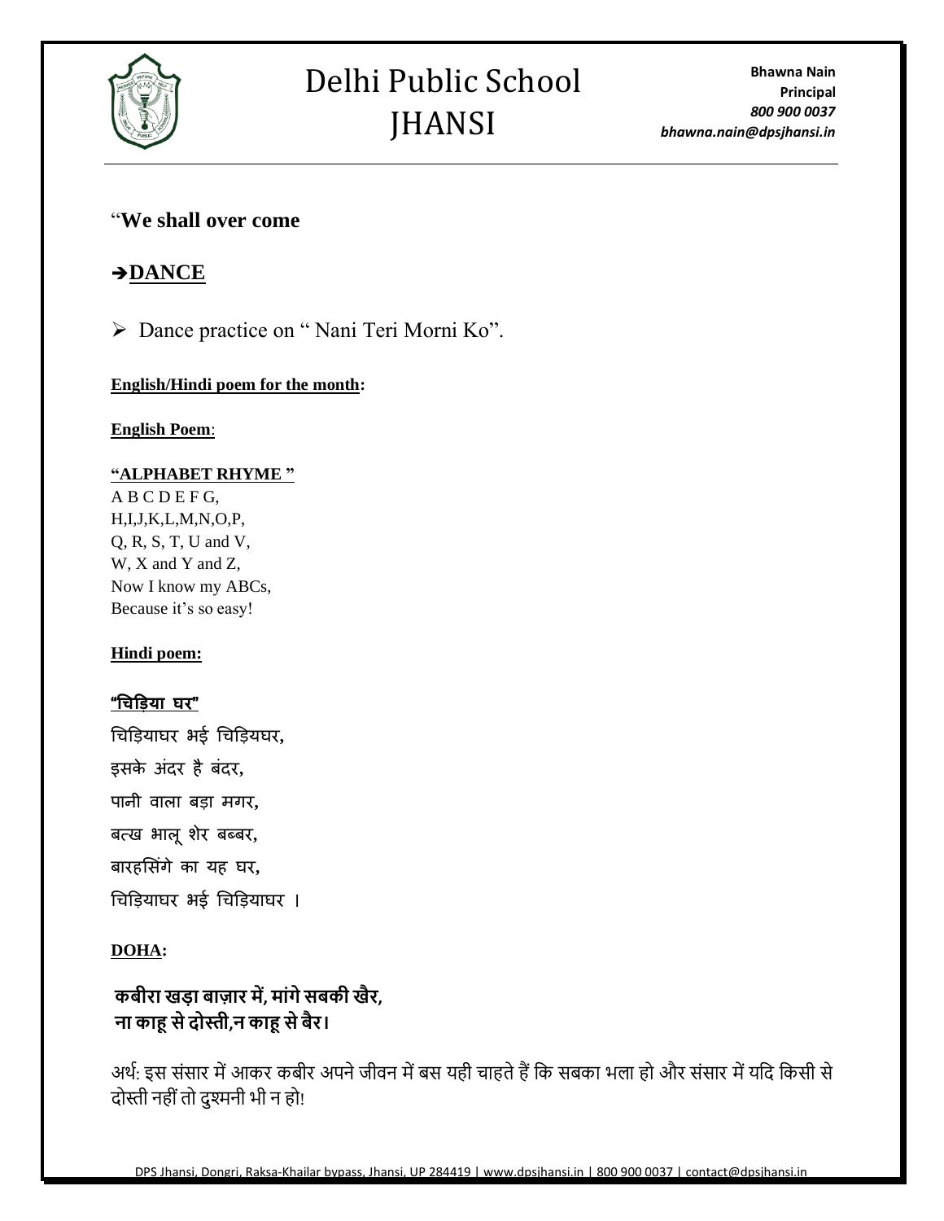"**We shall over come**

## ➔**DANCE**

- Dance practice on " Nani Teri Morni Ko".

**English/Hindi poem for the month:**

**English Poem**:

**"ALPHABET RHYME "**

A B C D E F G,
H,I,J,K,L,M,N,O,P,
Q, R, S, T, U and V,
W, X and Y and Z,
Now I know my ABCs,
Because it's so easy!

**Hindi poem:**

**"चिड़िया घर"**

चिड़ियाघर भई चिड़ियघर,
इसके अंदर है बंदर,
पानी वाला बड़ा मगर,
बत्ख भालू शेर बब्बर,
बारहसिंगे का यह घर,
चिड़ियाघर भई चिड़ियाघर ।

**DOHA:**

**कबीरा खड़ा बाज़ार में, मांगे सबकी खैर,**
**ना काहू से दोस्ती,न काहू से बैर।**

अर्थ: इस संसार में आकर कबीर अपने जीवन में बस यही चाहते हैं कि सबका भला हो और संसार में यदि किसी से दोस्ती नहीं तो दुश्मनी भी न हो!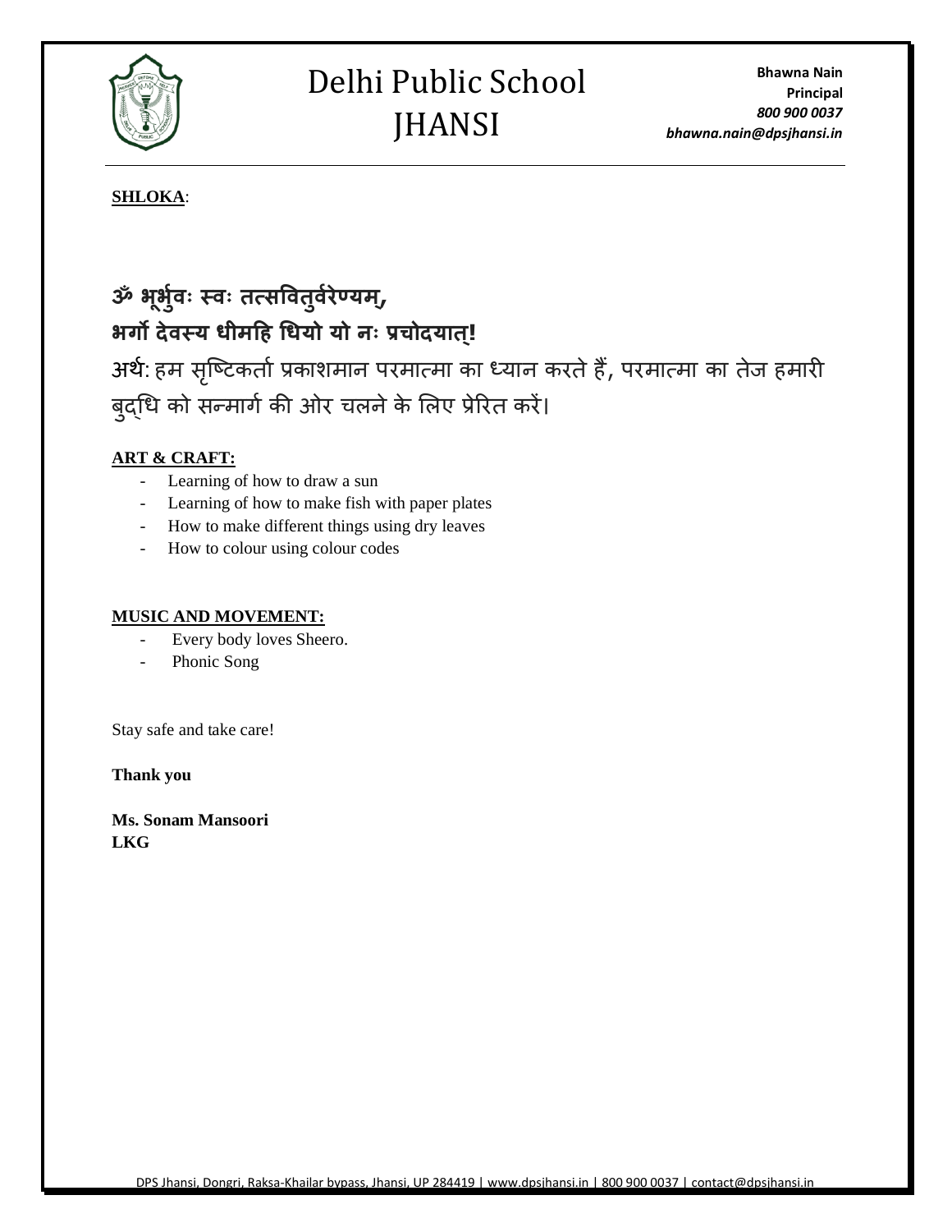**SHLOKA**:

**ॐ भूर्भुवः स्वः तत्सवितुर्वरेण्यम्,**
**भर्गो देवस्य धीमहि धियो यो नः प्रचोदयात्!**

अर्थ: हम सृष्टिकर्ता प्रकाशमान परमात्मा का ध्यान करते हैं, परमात्मा का तेज हमारी बुद्धि को सन्मार्ग की ओर चलने के लिए प्रेरित करें।

**ART & CRAFT:**

- Learning of how to draw a sun
- Learning of how to make fish with paper plates
- How to make different things using dry leaves
- How to colour using colour codes

**MUSIC AND MOVEMENT:**

- Every body loves Sheero.
- Phonic Song

Stay safe and take care!

**Thank you**

**Ms. Sonam Mansoori**
**LKG**